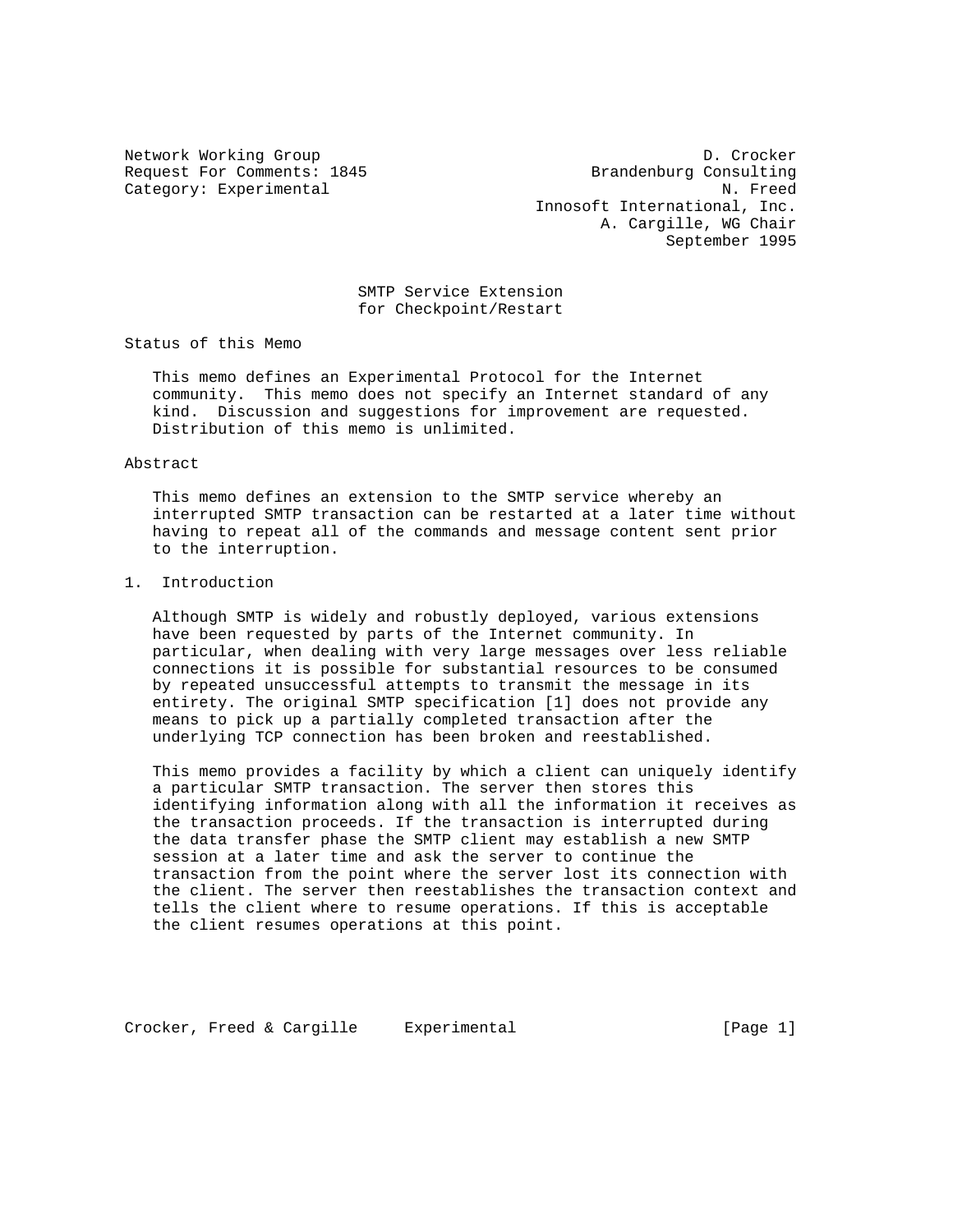Network Working Group D. Crocker
Request For Comments: 1845 Brandenburg Consulting
Category: Experimental N. Freed
Innosoft International, Inc.
A. Cargille, WG Chair
September 1995

# SMTP Service Extension for Checkpoint/Restart

## Status of this Memo

This memo defines an Experimental Protocol for the Internet community. This memo does not specify an Internet standard of any kind. Discussion and suggestions for improvement are requested. Distribution of this memo is unlimited.

## Abstract

This memo defines an extension to the SMTP service whereby an interrupted SMTP transaction can be restarted at a later time without having to repeat all of the commands and message content sent prior to the interruption.

## 1. Introduction

Although SMTP is widely and robustly deployed, various extensions have been requested by parts of the Internet community. In particular, when dealing with very large messages over less reliable connections it is possible for substantial resources to be consumed by repeated unsuccessful attempts to transmit the message in its entirety. The original SMTP specification [1] does not provide any means to pick up a partially completed transaction after the underlying TCP connection has been broken and reestablished.

This memo provides a facility by which a client can uniquely identify a particular SMTP transaction. The server then stores this identifying information along with all the information it receives as the transaction proceeds. If the transaction is interrupted during the data transfer phase the SMTP client may establish a new SMTP session at a later time and ask the server to continue the transaction from the point where the server lost its connection with the client. The server then reestablishes the transaction context and tells the client where to resume operations. If this is acceptable the client resumes operations at this point.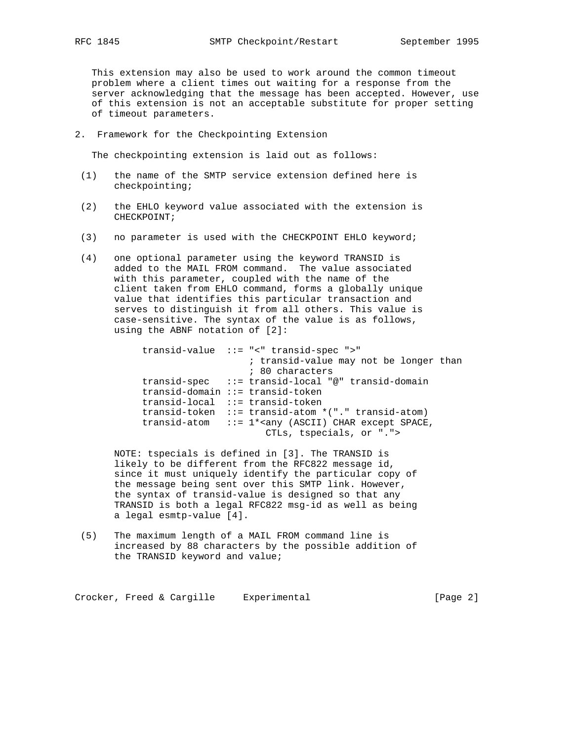This extension may also be used to work around the common timeout problem where a client times out waiting for a response from the server acknowledging that the message has been accepted. However, use of this extension is not an acceptable substitute for proper setting of timeout parameters.

## 2. Framework for the Checkpointing Extension

The checkpointing extension is laid out as follows:

(1) the name of the SMTP service extension defined here is checkpointing;

(2) the EHLO keyword value associated with the extension is CHECKPOINT;

(3) no parameter is used with the CHECKPOINT EHLO keyword;

(4) one optional parameter using the keyword TRANSID is added to the MAIL FROM command. The value associated with this parameter, coupled with the name of the client taken from EHLO command, forms a globally unique value that identifies this particular transaction and serves to distinguish it from all others. This value is case-sensitive. The syntax of the value is as follows, using the ABNF notation of [2]:

```
transid-value  ::= "<" transid-spec ">"
                    ; transid-value may not be longer than
                    ; 80 characters
transid-spec   ::= transid-local "@" transid-domain
transid-domain ::= transid-token
transid-local  ::= transid-token
transid-token  ::= transid-atom *("." transid-atom)
transid-atom   ::= 1*<any (ASCII) CHAR except SPACE,
                       CTLs, tspecials, or ".">
```

NOTE: tspecials is defined in [3]. The TRANSID is likely to be different from the RFC822 message id, since it must uniquely identify the particular copy of the message being sent over this SMTP link. However, the syntax of transid-value is designed so that any TRANSID is both a legal RFC822 msg-id as well as being a legal esmtp-value [4].

(5) The maximum length of a MAIL FROM command line is increased by 88 characters by the possible addition of the TRANSID keyword and value;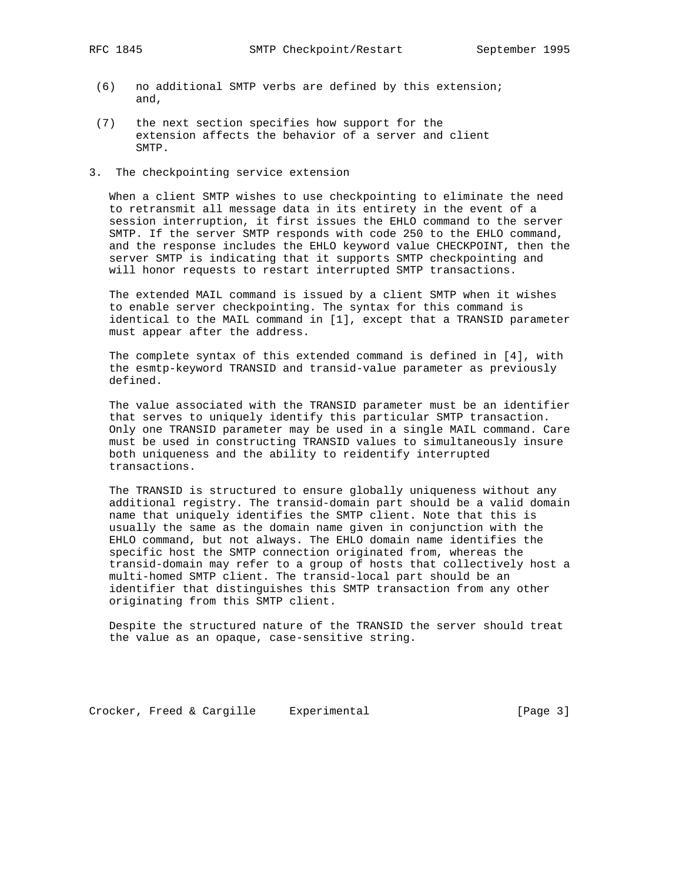(6) no additional SMTP verbs are defined by this extension; and,

(7) the next section specifies how support for the extension affects the behavior of a server and client SMTP.

## 3. The checkpointing service extension

When a client SMTP wishes to use checkpointing to eliminate the need to retransmit all message data in its entirety in the event of a session interruption, it first issues the EHLO command to the server SMTP. If the server SMTP responds with code 250 to the EHLO command, and the response includes the EHLO keyword value CHECKPOINT, then the server SMTP is indicating that it supports SMTP checkpointing and will honor requests to restart interrupted SMTP transactions.

The extended MAIL command is issued by a client SMTP when it wishes to enable server checkpointing. The syntax for this command is identical to the MAIL command in [1], except that a TRANSID parameter must appear after the address.

The complete syntax of this extended command is defined in [4], with the esmtp-keyword TRANSID and transid-value parameter as previously defined.

The value associated with the TRANSID parameter must be an identifier that serves to uniquely identify this particular SMTP transaction. Only one TRANSID parameter may be used in a single MAIL command. Care must be used in constructing TRANSID values to simultaneously insure both uniqueness and the ability to reidentify interrupted transactions.

The TRANSID is structured to ensure globally uniqueness without any additional registry. The transid-domain part should be a valid domain name that uniquely identifies the SMTP client. Note that this is usually the same as the domain name given in conjunction with the EHLO command, but not always. The EHLO domain name identifies the specific host the SMTP connection originated from, whereas the transid-domain may refer to a group of hosts that collectively host a multi-homed SMTP client. The transid-local part should be an identifier that distinguishes this SMTP transaction from any other originating from this SMTP client.

Despite the structured nature of the TRANSID the server should treat the value as an opaque, case-sensitive string.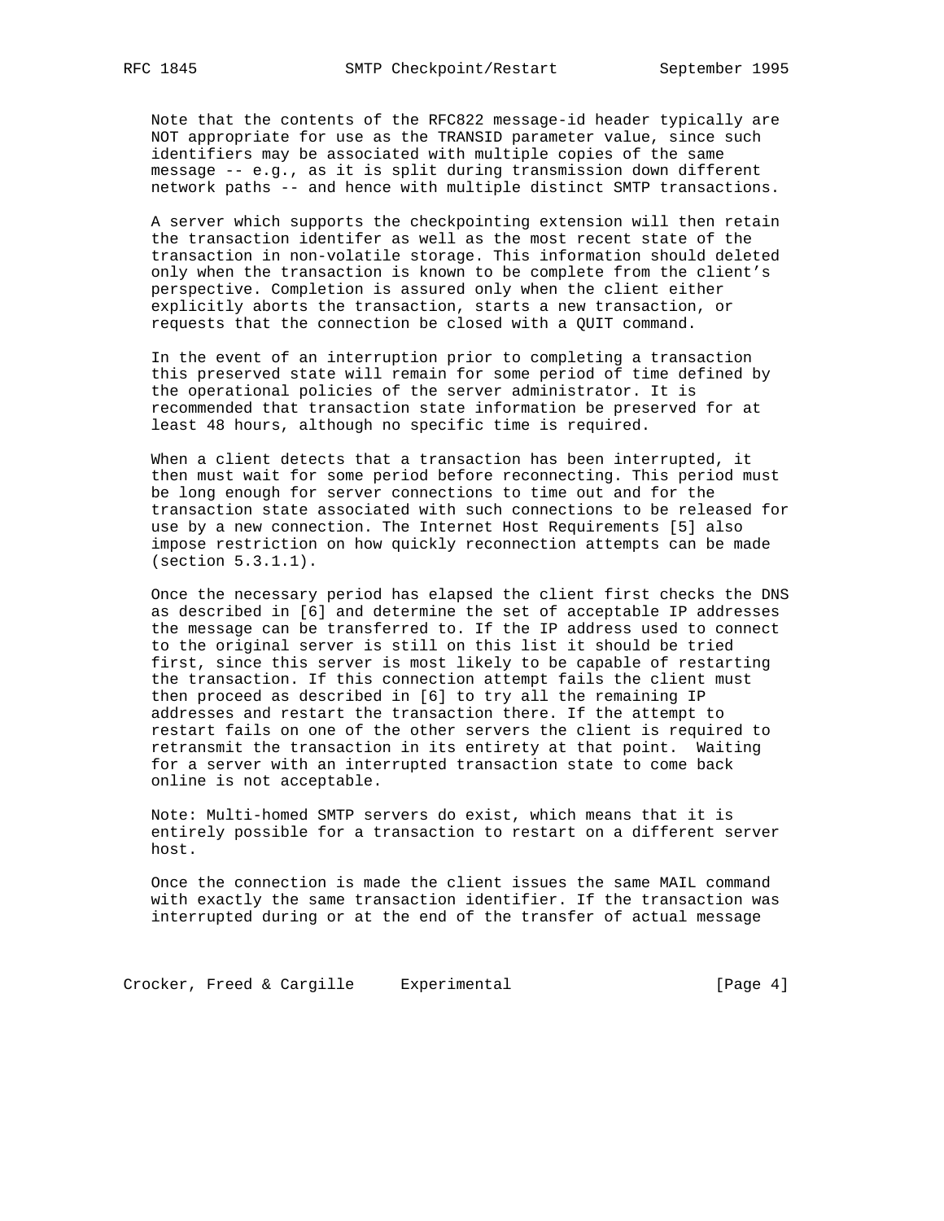Note that the contents of the RFC822 message-id header typically are NOT appropriate for use as the TRANSID parameter value, since such identifiers may be associated with multiple copies of the same message -- e.g., as it is split during transmission down different network paths -- and hence with multiple distinct SMTP transactions.

A server which supports the checkpointing extension will then retain the transaction identifer as well as the most recent state of the transaction in non-volatile storage. This information should deleted only when the transaction is known to be complete from the client's perspective. Completion is assured only when the client either explicitly aborts the transaction, starts a new transaction, or requests that the connection be closed with a QUIT command.

In the event of an interruption prior to completing a transaction this preserved state will remain for some period of time defined by the operational policies of the server administrator. It is recommended that transaction state information be preserved for at least 48 hours, although no specific time is required.

When a client detects that a transaction has been interrupted, it then must wait for some period before reconnecting. This period must be long enough for server connections to time out and for the transaction state associated with such connections to be released for use by a new connection. The Internet Host Requirements [5] also impose restriction on how quickly reconnection attempts can be made (section 5.3.1.1).

Once the necessary period has elapsed the client first checks the DNS as described in [6] and determine the set of acceptable IP addresses the message can be transferred to. If the IP address used to connect to the original server is still on this list it should be tried first, since this server is most likely to be capable of restarting the transaction. If this connection attempt fails the client must then proceed as described in [6] to try all the remaining IP addresses and restart the transaction there. If the attempt to restart fails on one of the other servers the client is required to retransmit the transaction in its entirety at that point. Waiting for a server with an interrupted transaction state to come back online is not acceptable.

Note: Multi-homed SMTP servers do exist, which means that it is entirely possible for a transaction to restart on a different server host.

Once the connection is made the client issues the same MAIL command with exactly the same transaction identifier. If the transaction was interrupted during or at the end of the transfer of actual message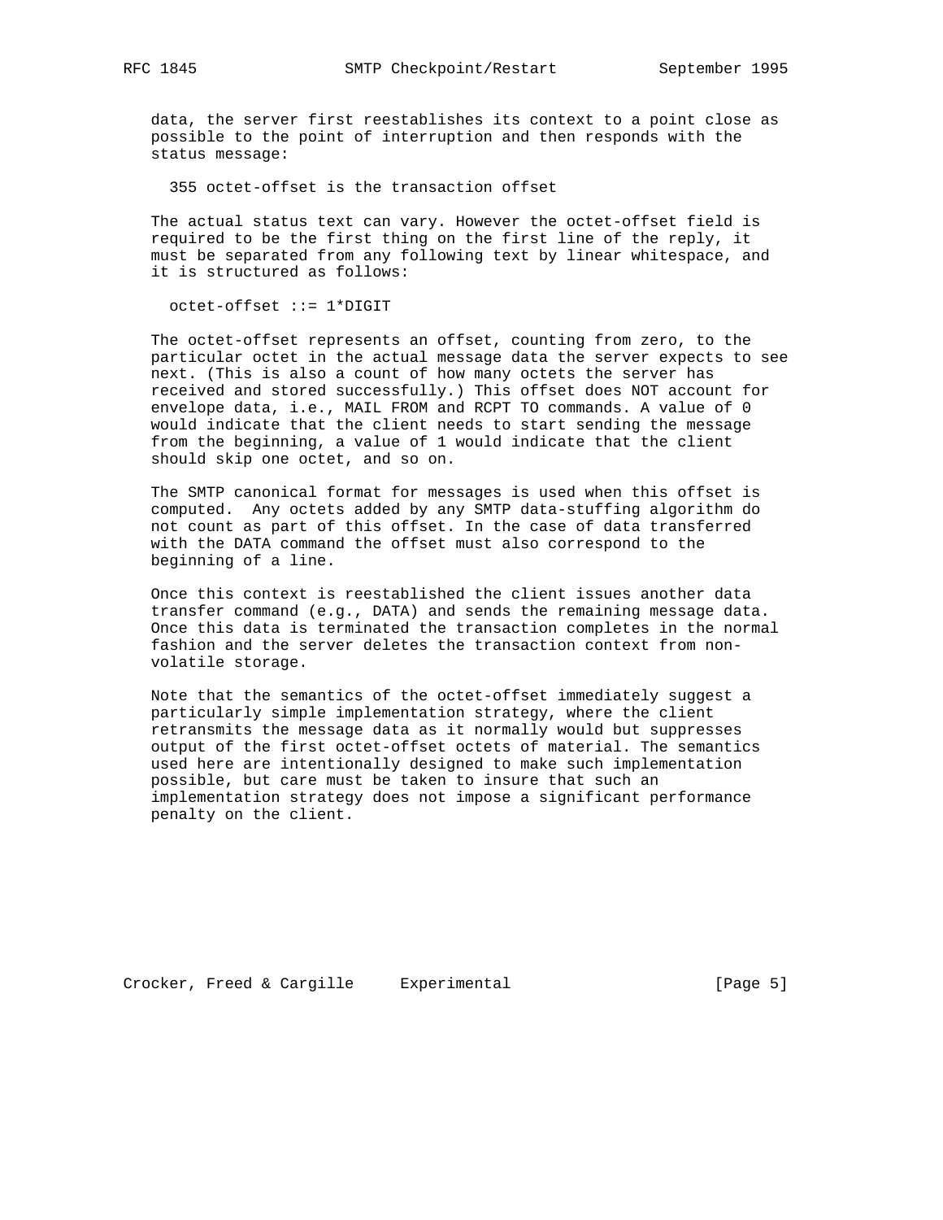data, the server first reestablishes its context to a point close as possible to the point of interruption and then responds with the status message:

```
355 octet-offset is the transaction offset
```

The actual status text can vary. However the octet-offset field is required to be the first thing on the first line of the reply, it must be separated from any following text by linear whitespace, and it is structured as follows:

```
octet-offset ::= 1*DIGIT
```

The octet-offset represents an offset, counting from zero, to the particular octet in the actual message data the server expects to see next. (This is also a count of how many octets the server has received and stored successfully.) This offset does NOT account for envelope data, i.e., MAIL FROM and RCPT TO commands. A value of 0 would indicate that the client needs to start sending the message from the beginning, a value of 1 would indicate that the client should skip one octet, and so on.

The SMTP canonical format for messages is used when this offset is computed. Any octets added by any SMTP data-stuffing algorithm do not count as part of this offset. In the case of data transferred with the DATA command the offset must also correspond to the beginning of a line.

Once this context is reestablished the client issues another data transfer command (e.g., DATA) and sends the remaining message data. Once this data is terminated the transaction completes in the normal fashion and the server deletes the transaction context from non-volatile storage.

Note that the semantics of the octet-offset immediately suggest a particularly simple implementation strategy, where the client retransmits the message data as it normally would but suppresses output of the first octet-offset octets of material. The semantics used here are intentionally designed to make such implementation possible, but care must be taken to insure that such an implementation strategy does not impose a significant performance penalty on the client.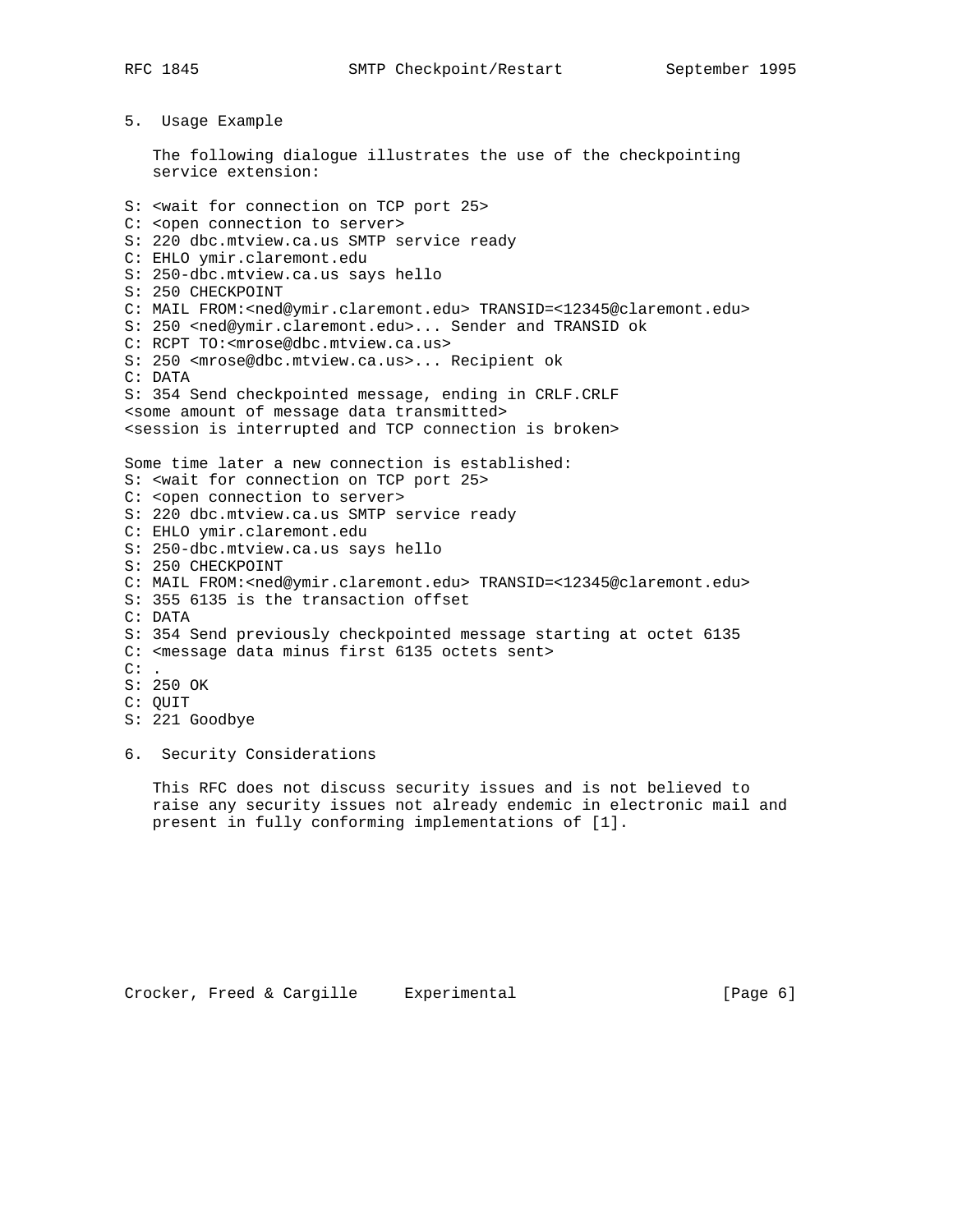## 5. Usage Example

The following dialogue illustrates the use of the checkpointing service extension:

```
S: <wait for connection on TCP port 25>
C: <open connection to server>
S: 220 dbc.mtview.ca.us SMTP service ready
C: EHLO ymir.claremont.edu
S: 250-dbc.mtview.ca.us says hello
S: 250 CHECKPOINT
C: MAIL FROM:<ned@ymir.claremont.edu> TRANSID=<12345@claremont.edu>
S: 250 <ned@ymir.claremont.edu>... Sender and TRANSID ok
C: RCPT TO:<mrose@dbc.mtview.ca.us>
S: 250 <mrose@dbc.mtview.ca.us>... Recipient ok
C: DATA
S: 354 Send checkpointed message, ending in CRLF.CRLF
<some amount of message data transmitted>
<session is interrupted and TCP connection is broken>

Some time later a new connection is established:
S: <wait for connection on TCP port 25>
C: <open connection to server>
S: 220 dbc.mtview.ca.us SMTP service ready
C: EHLO ymir.claremont.edu
S: 250-dbc.mtview.ca.us says hello
S: 250 CHECKPOINT
C: MAIL FROM:<ned@ymir.claremont.edu> TRANSID=<12345@claremont.edu>
S: 355 6135 is the transaction offset
C: DATA
S: 354 Send previously checkpointed message starting at octet 6135
C: <message data minus first 6135 octets sent>
C: .
S: 250 OK
C: QUIT
S: 221 Goodbye
```

## 6. Security Considerations

This RFC does not discuss security issues and is not believed to raise any security issues not already endemic in electronic mail and present in fully conforming implementations of [1].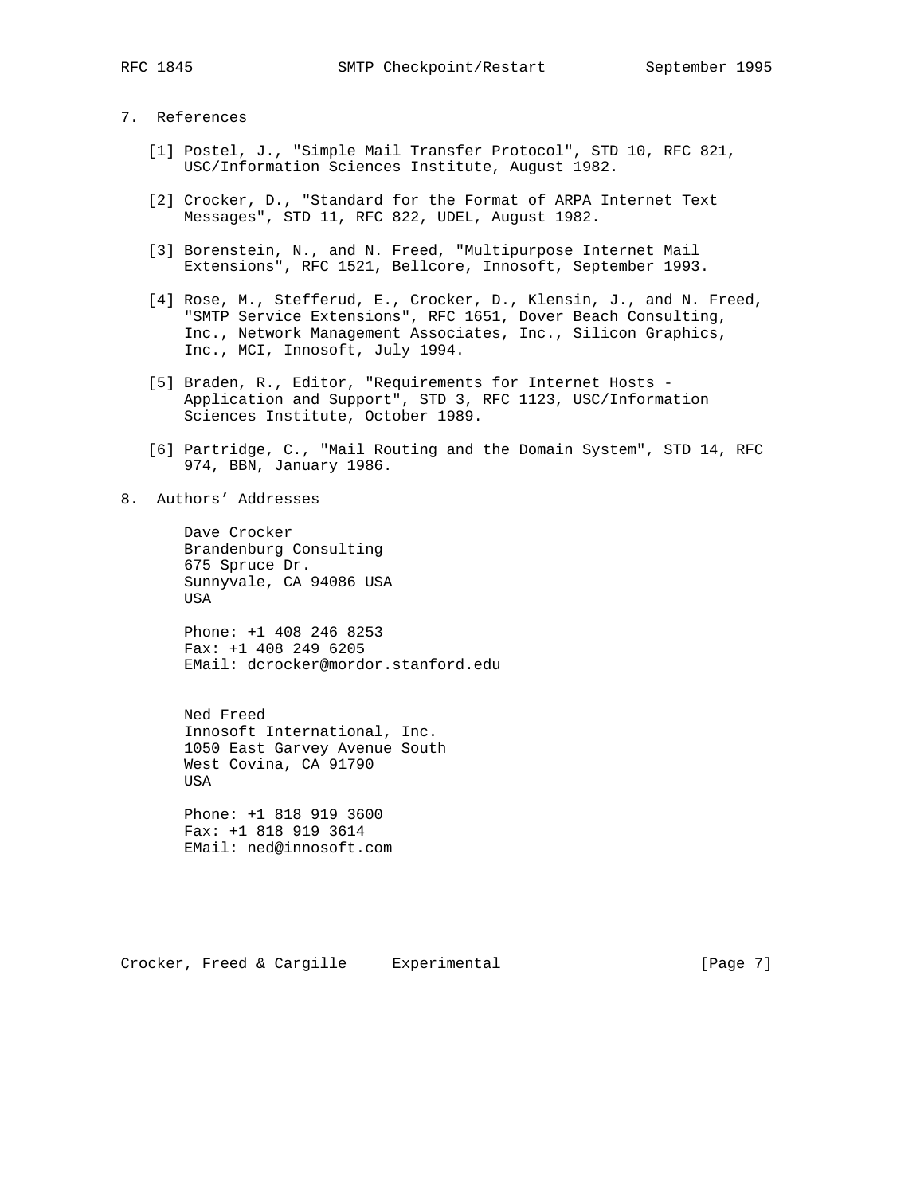## 7. References

[1] Postel, J., "Simple Mail Transfer Protocol", STD 10, RFC 821, USC/Information Sciences Institute, August 1982.

[2] Crocker, D., "Standard for the Format of ARPA Internet Text Messages", STD 11, RFC 822, UDEL, August 1982.

[3] Borenstein, N., and N. Freed, "Multipurpose Internet Mail Extensions", RFC 1521, Bellcore, Innosoft, September 1993.

[4] Rose, M., Stefferud, E., Crocker, D., Klensin, J., and N. Freed, "SMTP Service Extensions", RFC 1651, Dover Beach Consulting, Inc., Network Management Associates, Inc., Silicon Graphics, Inc., MCI, Innosoft, July 1994.

[5] Braden, R., Editor, "Requirements for Internet Hosts - Application and Support", STD 3, RFC 1123, USC/Information Sciences Institute, October 1989.

[6] Partridge, C., "Mail Routing and the Domain System", STD 14, RFC 974, BBN, January 1986.

## 8. Authors' Addresses

Dave Crocker
Brandenburg Consulting
675 Spruce Dr.
Sunnyvale, CA 94086 USA
USA

Phone: +1 408 246 8253
Fax: +1 408 249 6205
EMail: dcrocker@mordor.stanford.edu

Ned Freed
Innosoft International, Inc.
1050 East Garvey Avenue South
West Covina, CA 91790
USA

Phone: +1 818 919 3600
Fax: +1 818 919 3614
EMail: ned@innosoft.com